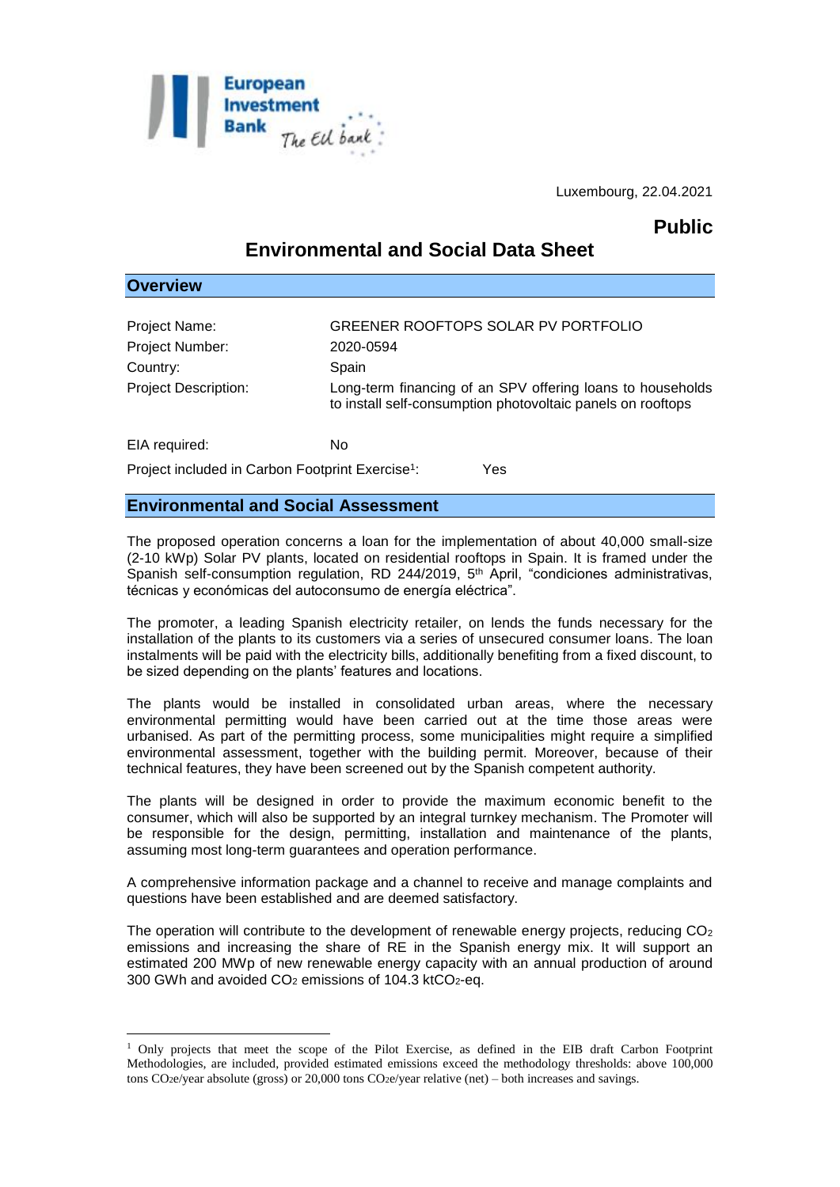Luxembourg, 22.04.2021

**Public**

# Environmental and Social Data Sheet

## Overview

| | |
|---|---|
| Project Name: | GREENER ROOFTOPS SOLAR PV PORTFOLIO |
| Project Number: | 2020-0594 |
| Country: | Spain |
| Project Description: | Long-term financing of an SPV offering loans to households to install self-consumption photovoltaic panels on rooftops |

EIA required: No

Project included in Carbon Footprint Exercise[1]: Yes

## Environmental and Social Assessment

The proposed operation concerns a loan for the implementation of about 40,000 small-size (2-10 kWp) Solar PV plants, located on residential rooftops in Spain. It is framed under the Spanish self-consumption regulation, RD 244/2019, 5th April, "condiciones administrativas, técnicas y económicas del autoconsumo de energía eléctrica".

The promoter, a leading Spanish electricity retailer, on lends the funds necessary for the installation of the plants to its customers via a series of unsecured consumer loans. The loan instalments will be paid with the electricity bills, additionally benefiting from a fixed discount, to be sized depending on the plants' features and locations.

The plants would be installed in consolidated urban areas, where the necessary environmental permitting would have been carried out at the time those areas were urbanised. As part of the permitting process, some municipalities might require a simplified environmental assessment, together with the building permit. Moreover, because of their technical features, they have been screened out by the Spanish competent authority.

The plants will be designed in order to provide the maximum economic benefit to the consumer, which will also be supported by an integral turnkey mechanism. The Promoter will be responsible for the design, permitting, installation and maintenance of the plants, assuming most long-term guarantees and operation performance.

A comprehensive information package and a channel to receive and manage complaints and questions have been established and are deemed satisfactory.

The operation will contribute to the development of renewable energy projects, reducing $CO_2$ emissions and increasing the share of RE in the Spanish energy mix. It will support an estimated 200 MWp of new renewable energy capacity with an annual production of around 300 GWh and avoided $CO_2$ emissions of 104.3 kt$CO_2$-eq.

---

[1] Only projects that meet the scope of the Pilot Exercise, as defined in the EIB draft Carbon Footprint Methodologies, are included, provided estimated emissions exceed the methodology thresholds: above 100,000 tons $CO_2$e/year absolute (gross) or 20,000 tons $CO_2$e/year relative (net) – both increases and savings.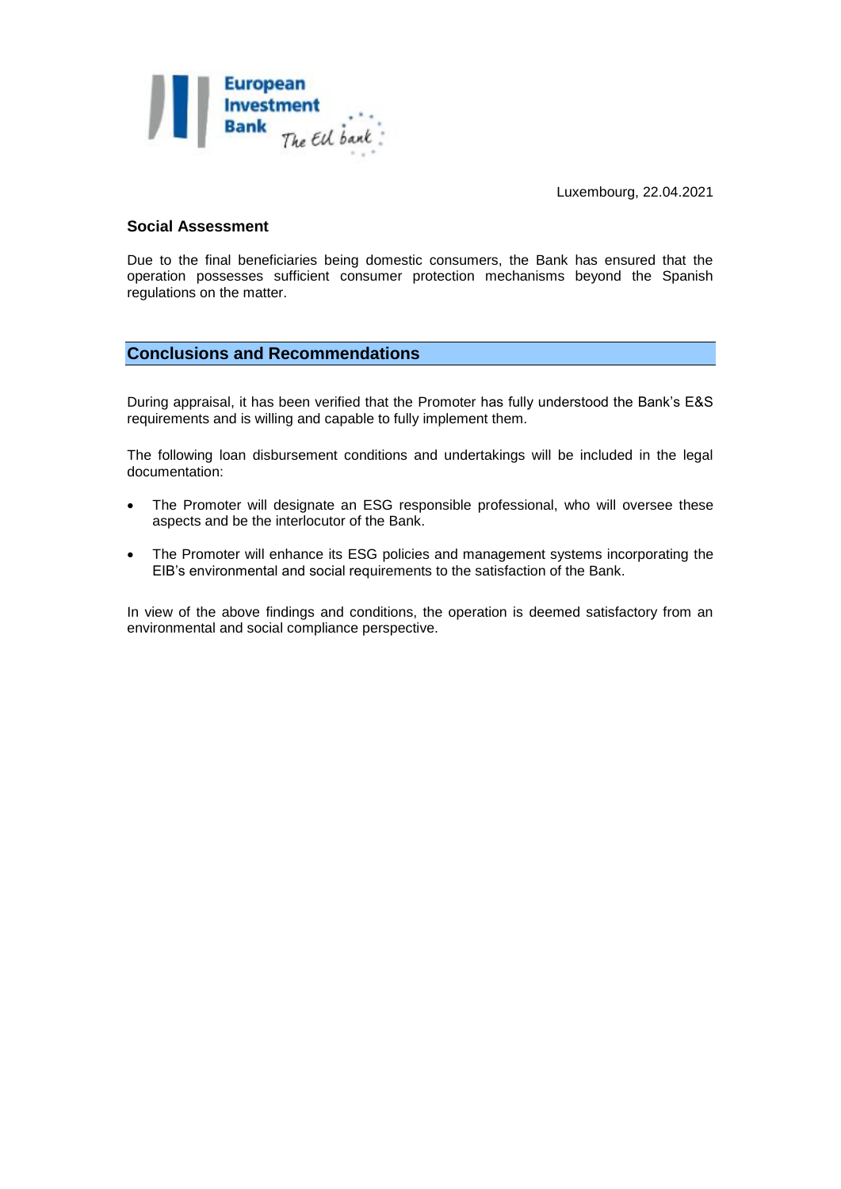Luxembourg, 22.04.2021

### Social Assessment

Due to the final beneficiaries being domestic consumers, the Bank has ensured that the operation possesses sufficient consumer protection mechanisms beyond the Spanish regulations on the matter.

## Conclusions and Recommendations

During appraisal, it has been verified that the Promoter has fully understood the Bank's E&S requirements and is willing and capable to fully implement them.

The following loan disbursement conditions and undertakings will be included in the legal documentation:

- The Promoter will designate an ESG responsible professional, who will oversee these aspects and be the interlocutor of the Bank.
- The Promoter will enhance its ESG policies and management systems incorporating the EIB's environmental and social requirements to the satisfaction of the Bank.

In view of the above findings and conditions, the operation is deemed satisfactory from an environmental and social compliance perspective.